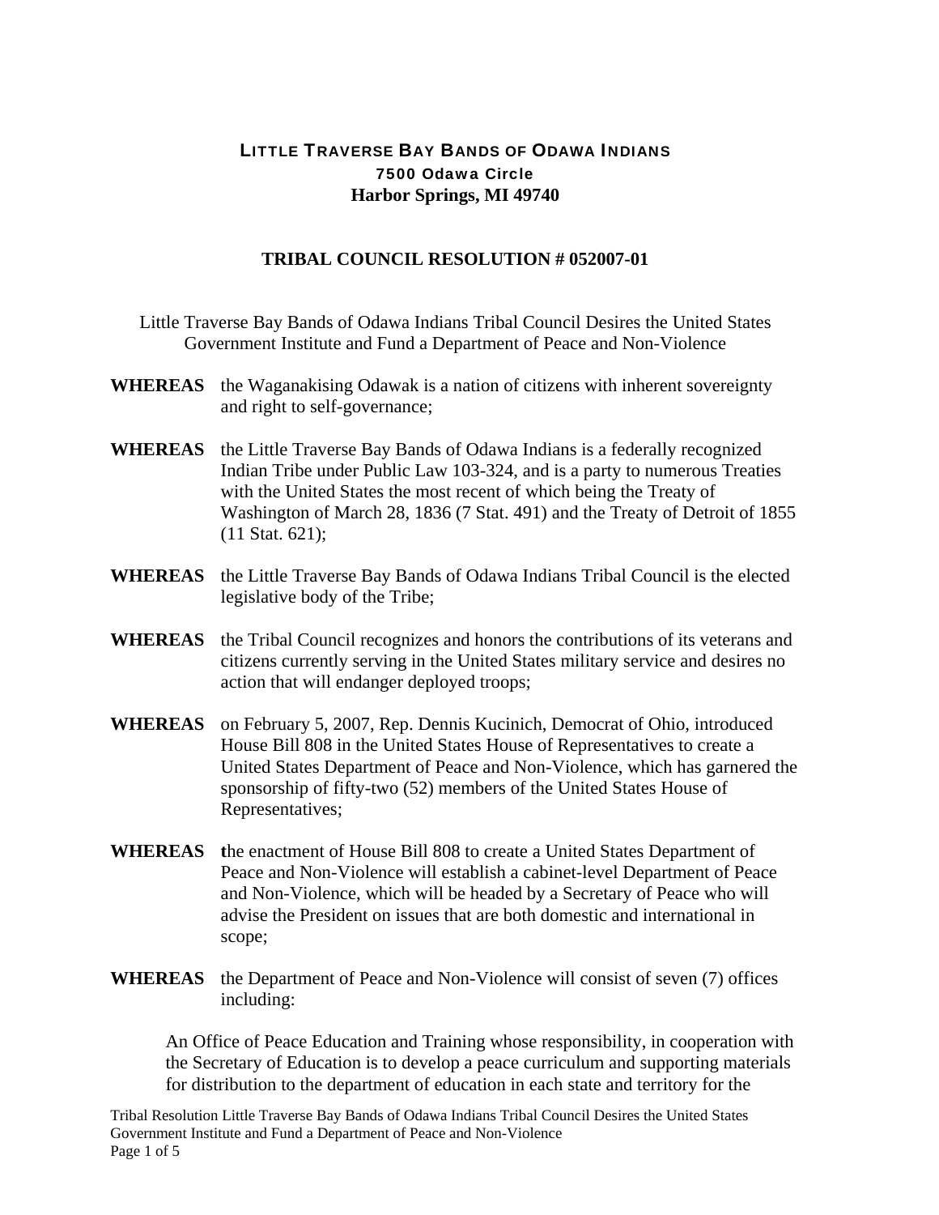# LITTLE TRAVERSE BAY BANDS OF ODAWA INDIANS

**7500 Odawa Circle**
**Harbor Springs, MI 49740**

## TRIBAL COUNCIL RESOLUTION # 052007-01

Little Traverse Bay Bands of Odawa Indians Tribal Council Desires the United States Government Institute and Fund a Department of Peace and Non-Violence

**WHEREAS** the Waganakising Odawak is a nation of citizens with inherent sovereignty and right to self-governance;

**WHEREAS** the Little Traverse Bay Bands of Odawa Indians is a federally recognized Indian Tribe under Public Law 103-324, and is a party to numerous Treaties with the United States the most recent of which being the Treaty of Washington of March 28, 1836 (7 Stat. 491) and the Treaty of Detroit of 1855 (11 Stat. 621);

**WHEREAS** the Little Traverse Bay Bands of Odawa Indians Tribal Council is the elected legislative body of the Tribe;

**WHEREAS** the Tribal Council recognizes and honors the contributions of its veterans and citizens currently serving in the United States military service and desires no action that will endanger deployed troops;

**WHEREAS** on February 5, 2007, Rep. Dennis Kucinich, Democrat of Ohio, introduced House Bill 808 in the United States House of Representatives to create a United States Department of Peace and Non-Violence, which has garnered the sponsorship of fifty-two (52) members of the United States House of Representatives;

**WHEREAS** the enactment of House Bill 808 to create a United States Department of Peace and Non-Violence will establish a cabinet-level Department of Peace and Non-Violence, which will be headed by a Secretary of Peace who will advise the President on issues that are both domestic and international in scope;

**WHEREAS** the Department of Peace and Non-Violence will consist of seven (7) offices including:

An Office of Peace Education and Training whose responsibility, in cooperation with the Secretary of Education is to develop a peace curriculum and supporting materials for distribution to the department of education in each state and territory for the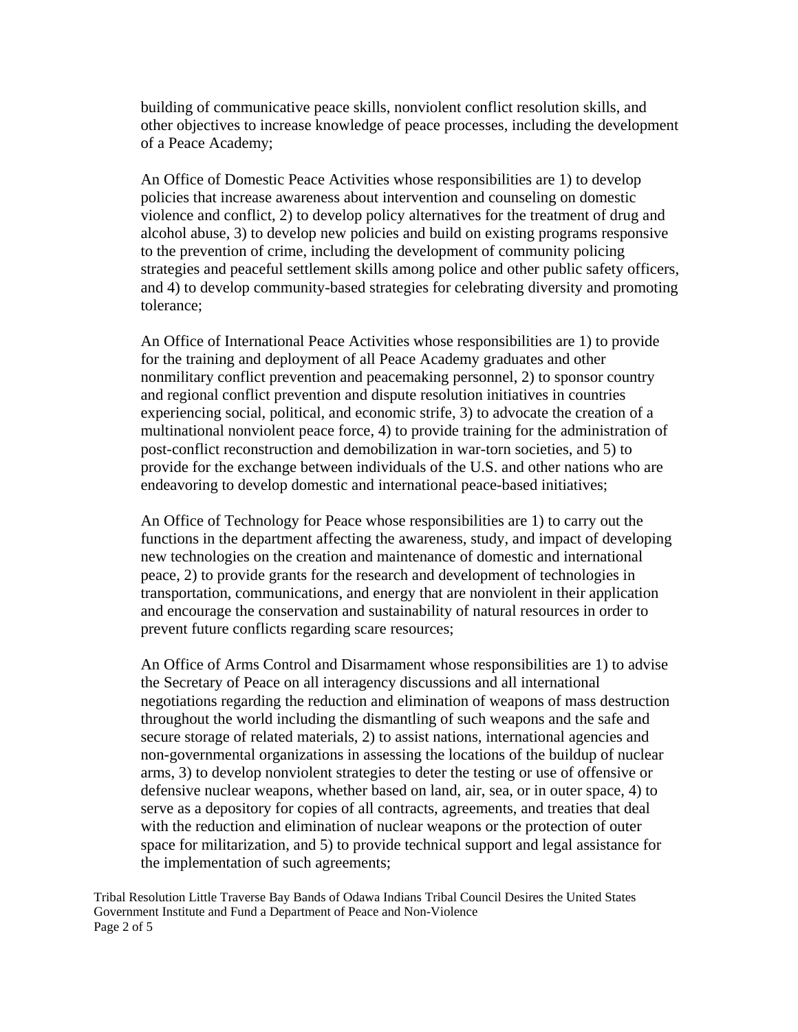building of communicative peace skills, nonviolent conflict resolution skills, and other objectives to increase knowledge of peace processes, including the development of a Peace Academy;

An Office of Domestic Peace Activities whose responsibilities are 1) to develop policies that increase awareness about intervention and counseling on domestic violence and conflict, 2) to develop policy alternatives for the treatment of drug and alcohol abuse, 3) to develop new policies and build on existing programs responsive to the prevention of crime, including the development of community policing strategies and peaceful settlement skills among police and other public safety officers, and 4) to develop community-based strategies for celebrating diversity and promoting tolerance;

An Office of International Peace Activities whose responsibilities are 1) to provide for the training and deployment of all Peace Academy graduates and other nonmilitary conflict prevention and peacemaking personnel, 2) to sponsor country and regional conflict prevention and dispute resolution initiatives in countries experiencing social, political, and economic strife, 3) to advocate the creation of a multinational nonviolent peace force, 4) to provide training for the administration of post-conflict reconstruction and demobilization in war-torn societies, and 5) to provide for the exchange between individuals of the U.S. and other nations who are endeavoring to develop domestic and international peace-based initiatives;

An Office of Technology for Peace whose responsibilities are 1) to carry out the functions in the department affecting the awareness, study, and impact of developing new technologies on the creation and maintenance of domestic and international peace, 2) to provide grants for the research and development of technologies in transportation, communications, and energy that are nonviolent in their application and encourage the conservation and sustainability of natural resources in order to prevent future conflicts regarding scare resources;

An Office of Arms Control and Disarmament whose responsibilities are 1) to advise the Secretary of Peace on all interagency discussions and all international negotiations regarding the reduction and elimination of weapons of mass destruction throughout the world including the dismantling of such weapons and the safe and secure storage of related materials, 2) to assist nations, international agencies and non-governmental organizations in assessing the locations of the buildup of nuclear arms, 3) to develop nonviolent strategies to deter the testing or use of offensive or defensive nuclear weapons, whether based on land, air, sea, or in outer space, 4) to serve as a depository for copies of all contracts, agreements, and treaties that deal with the reduction and elimination of nuclear weapons or the protection of outer space for militarization, and 5) to provide technical support and legal assistance for the implementation of such agreements;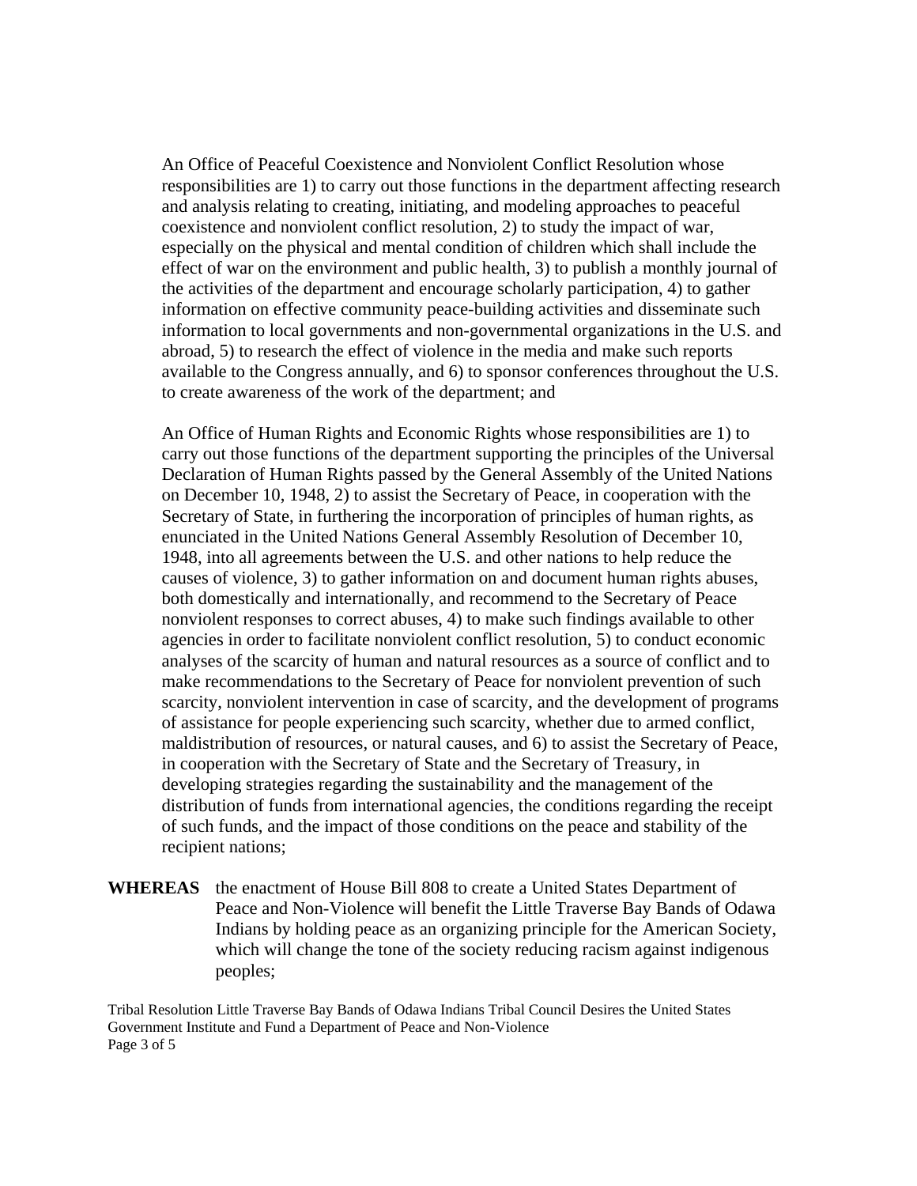An Office of Peaceful Coexistence and Nonviolent Conflict Resolution whose responsibilities are 1) to carry out those functions in the department affecting research and analysis relating to creating, initiating, and modeling approaches to peaceful coexistence and nonviolent conflict resolution, 2) to study the impact of war, especially on the physical and mental condition of children which shall include the effect of war on the environment and public health, 3) to publish a monthly journal of the activities of the department and encourage scholarly participation, 4) to gather information on effective community peace-building activities and disseminate such information to local governments and non-governmental organizations in the U.S. and abroad, 5) to research the effect of violence in the media and make such reports available to the Congress annually, and 6) to sponsor conferences throughout the U.S. to create awareness of the work of the department; and

An Office of Human Rights and Economic Rights whose responsibilities are 1) to carry out those functions of the department supporting the principles of the Universal Declaration of Human Rights passed by the General Assembly of the United Nations on December 10, 1948, 2) to assist the Secretary of Peace, in cooperation with the Secretary of State, in furthering the incorporation of principles of human rights, as enunciated in the United Nations General Assembly Resolution of December 10, 1948, into all agreements between the U.S. and other nations to help reduce the causes of violence, 3) to gather information on and document human rights abuses, both domestically and internationally, and recommend to the Secretary of Peace nonviolent responses to correct abuses, 4) to make such findings available to other agencies in order to facilitate nonviolent conflict resolution, 5) to conduct economic analyses of the scarcity of human and natural resources as a source of conflict and to make recommendations to the Secretary of Peace for nonviolent prevention of such scarcity, nonviolent intervention in case of scarcity, and the development of programs of assistance for people experiencing such scarcity, whether due to armed conflict, maldistribution of resources, or natural causes, and 6) to assist the Secretary of Peace, in cooperation with the Secretary of State and the Secretary of Treasury, in developing strategies regarding the sustainability and the management of the distribution of funds from international agencies, the conditions regarding the receipt of such funds, and the impact of those conditions on the peace and stability of the recipient nations;

**WHEREAS** the enactment of House Bill 808 to create a United States Department of Peace and Non-Violence will benefit the Little Traverse Bay Bands of Odawa Indians by holding peace as an organizing principle for the American Society, which will change the tone of the society reducing racism against indigenous peoples;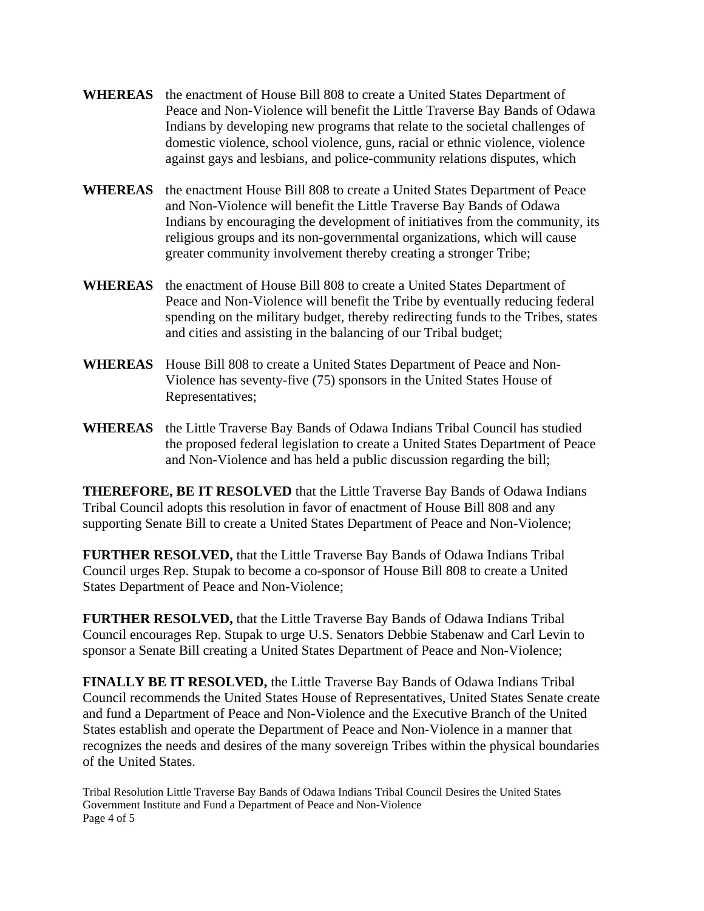**WHEREAS** the enactment of House Bill 808 to create a United States Department of Peace and Non-Violence will benefit the Little Traverse Bay Bands of Odawa Indians by developing new programs that relate to the societal challenges of domestic violence, school violence, guns, racial or ethnic violence, violence against gays and lesbians, and police-community relations disputes, which

**WHEREAS** the enactment House Bill 808 to create a United States Department of Peace and Non-Violence will benefit the Little Traverse Bay Bands of Odawa Indians by encouraging the development of initiatives from the community, its religious groups and its non-governmental organizations, which will cause greater community involvement thereby creating a stronger Tribe;

**WHEREAS** the enactment of House Bill 808 to create a United States Department of Peace and Non-Violence will benefit the Tribe by eventually reducing federal spending on the military budget, thereby redirecting funds to the Tribes, states and cities and assisting in the balancing of our Tribal budget;

**WHEREAS** House Bill 808 to create a United States Department of Peace and Non-Violence has seventy-five (75) sponsors in the United States House of Representatives;

**WHEREAS** the Little Traverse Bay Bands of Odawa Indians Tribal Council has studied the proposed federal legislation to create a United States Department of Peace and Non-Violence and has held a public discussion regarding the bill;

**THEREFORE, BE IT RESOLVED** that the Little Traverse Bay Bands of Odawa Indians Tribal Council adopts this resolution in favor of enactment of House Bill 808 and any supporting Senate Bill to create a United States Department of Peace and Non-Violence;

**FURTHER RESOLVED,** that the Little Traverse Bay Bands of Odawa Indians Tribal Council urges Rep. Stupak to become a co-sponsor of House Bill 808 to create a United States Department of Peace and Non-Violence;

**FURTHER RESOLVED,** that the Little Traverse Bay Bands of Odawa Indians Tribal Council encourages Rep. Stupak to urge U.S. Senators Debbie Stabenaw and Carl Levin to sponsor a Senate Bill creating a United States Department of Peace and Non-Violence;

**FINALLY BE IT RESOLVED,** the Little Traverse Bay Bands of Odawa Indians Tribal Council recommends the United States House of Representatives, United States Senate create and fund a Department of Peace and Non-Violence and the Executive Branch of the United States establish and operate the Department of Peace and Non-Violence in a manner that recognizes the needs and desires of the many sovereign Tribes within the physical boundaries of the United States.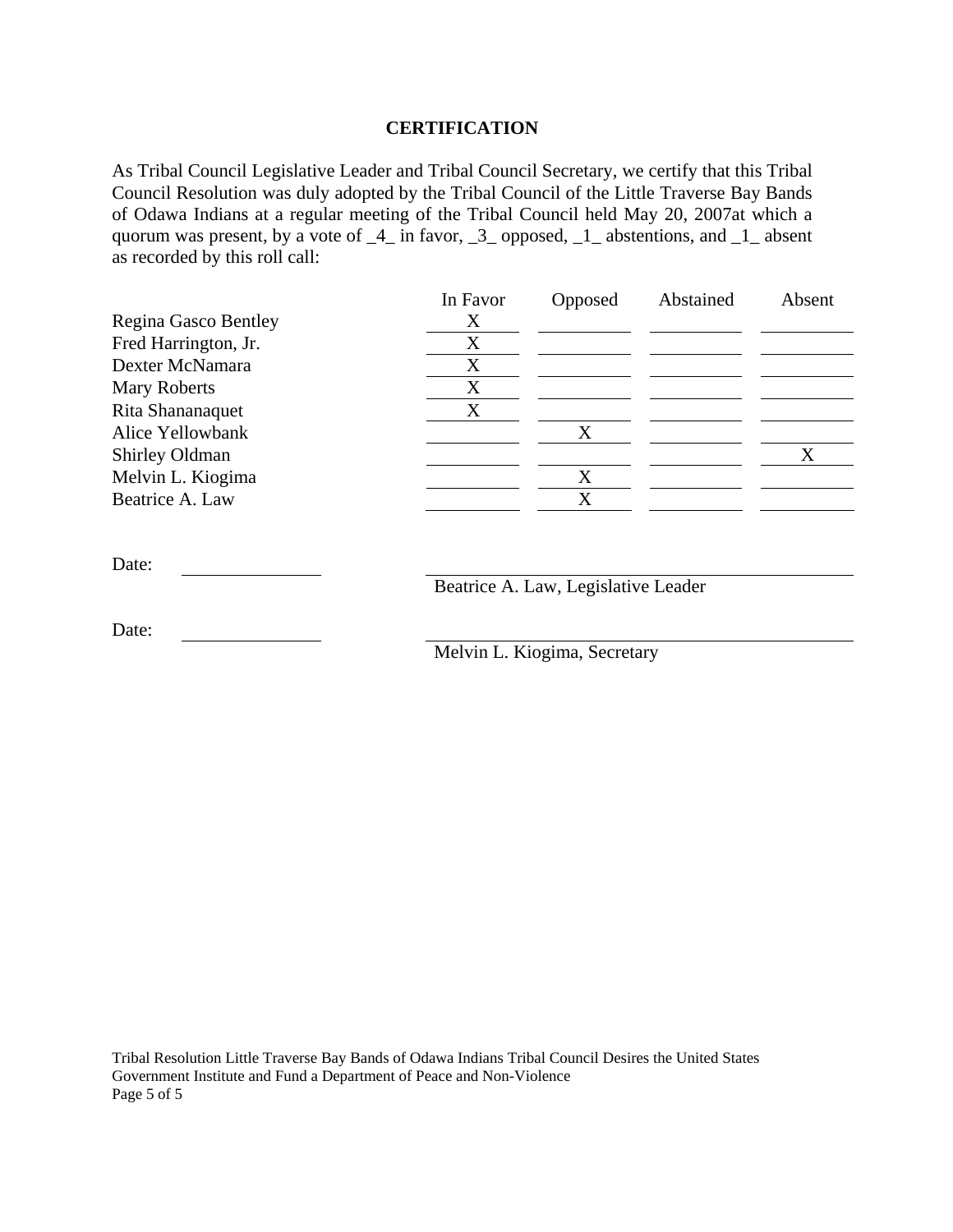## CERTIFICATION

As Tribal Council Legislative Leader and Tribal Council Secretary, we certify that this Tribal Council Resolution was duly adopted by the Tribal Council of the Little Traverse Bay Bands of Odawa Indians at a regular meeting of the Tribal Council held May 20, 2007at which a quorum was present, by a vote of _4_ in favor, _3_ opposed, _1_ abstentions, and _1_ absent as recorded by this roll call:

| | In Favor | Opposed | Abstained | Absent |
|---|---|---|---|---|
| Regina Gasco Bentley | X | | | |
| Fred Harrington, Jr. | X | | | |
| Dexter McNamara | X | | | |
| Mary Roberts | X | | | |
| Rita Shananaquet | X | | | |
| Alice Yellowbank | | X | | |
| Shirley Oldman | | | | X |
| Melvin L. Kiogima | | X | | |
| Beatrice A. Law | | X | | |

Date: ______________ ________________________________

Beatrice A. Law, Legislative Leader

Date: ______________ ________________________________

Melvin L. Kiogima, Secretary

Tribal Resolution Little Traverse Bay Bands of Odawa Indians Tribal Council Desires the United States Government Institute and Fund a Department of Peace and Non-Violence